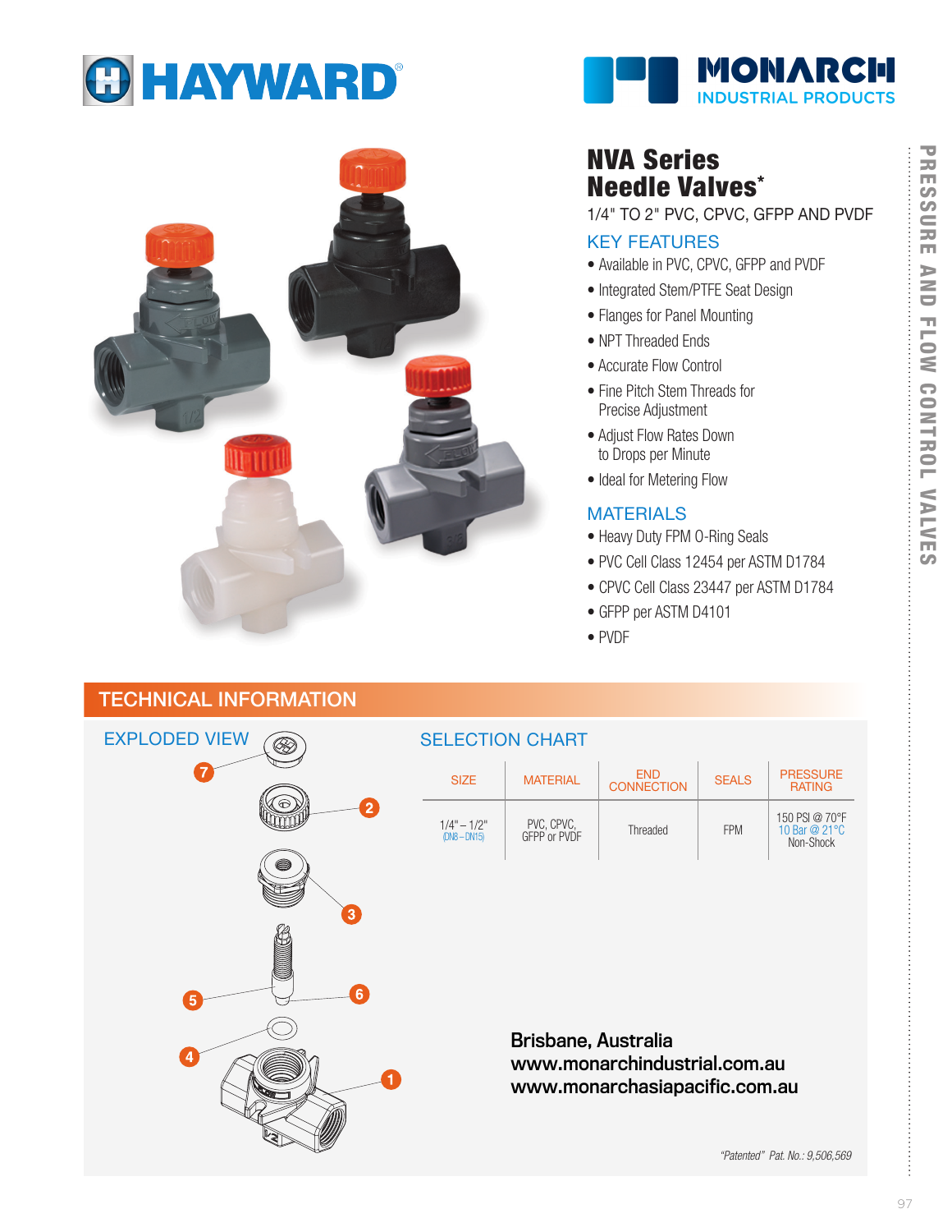HAYWARD

MONARCH INDUSTRIAL PRODUCTS

# NVA Series Needle Valves*

1/4" TO 2" PVC, CPVC, GFPP AND PVDF

## KEY FEATURES

- Available in PVC, CPVC, GFPP and PVDF
- Integrated Stem/PTFE Seat Design
- Flanges for Panel Mounting
- NPT Threaded Ends
- Accurate Flow Control
- Fine Pitch Stem Threads for Precise Adjustment
- Adjust Flow Rates Down to Drops per Minute
- Ideal for Metering Flow

## MATERIALS

- Heavy Duty FPM O-Ring Seals
- PVC Cell Class 12454 per ASTM D1784
- CPVC Cell Class 23447 per ASTM D1784
- GFPP per ASTM D4101
- PVDF

PRESSURE AND FLOW CONTROL VALVES

## TECHNICAL INFORMATION

### EXPLODED VIEW

7, 2, 3, 5, 6, 4, 1

### SELECTION CHART

| SIZE | MATERIAL | END CONNECTION | SEALS | PRESSURE RATING |
|---|---|---|---|---|
| 1/4" – 1/2" (DN8 – DN15) | PVC, CPVC, GFPP or PVDF | Threaded | FPM | 150 PSI @ 70°F 10 Bar @ 21°C Non-Shock |

**Brisbane, Australia**
**www.monarchindustrial.com.au**
**www.monarchasiapacific.com.au**

*"Patented" Pat. No.: 9,506,569*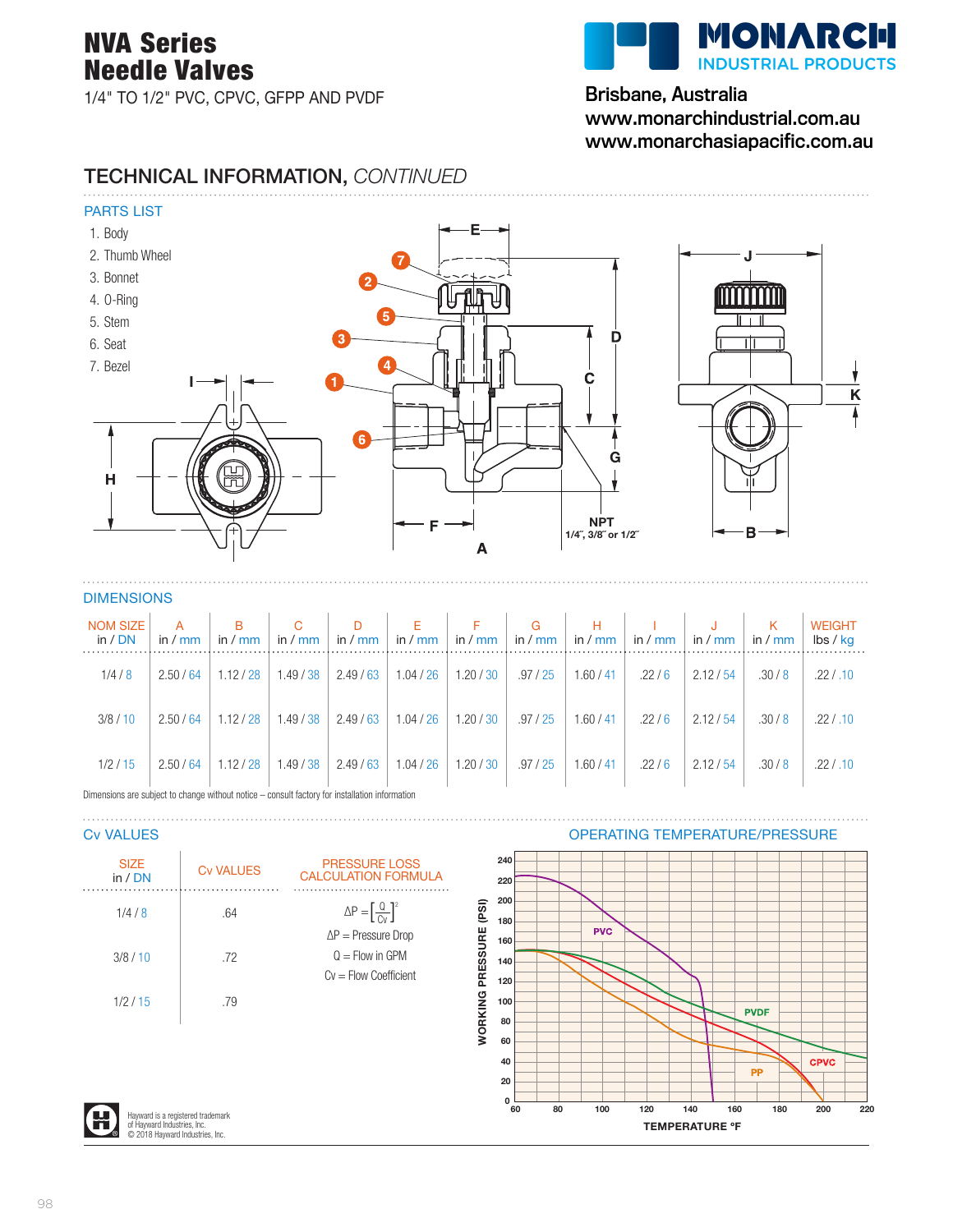# NVA Series Needle Valves

1/4" TO 1/2" PVC, CPVC, GFPP AND PVDF

Brisbane, Australia
www.monarchindustrial.com.au
www.monarchasiapacific.com.au

## TECHNICAL INFORMATION, *CONTINUED*

### PARTS LIST

1. Body
2. Thumb Wheel
3. Bonnet
4. O-Ring
5. Stem
6. Seat
7. Bezel

E
D
C
G
F
A
NPT
1/4", 3/8" or 1/2"
J
K
B
I
H

### DIMENSIONS

| NOM SIZE in / DN | A in / mm | B in / mm | C in / mm | D in / mm | E in / mm | F in / mm | G in / mm | H in / mm | I in / mm | J in / mm | K in / mm | WEIGHT lbs / kg |
|---|---|---|---|---|---|---|---|---|---|---|---|---|
| 1/4 / 8 | 2.50 / 64 | 1.12 / 28 | 1.49 / 38 | 2.49 / 63 | 1.04 / 26 | 1.20 / 30 | .97 / 25 | 1.60 / 41 | .22 / 6 | 2.12 / 54 | .30 / 8 | .22 / .10 |
| 3/8 / 10 | 2.50 / 64 | 1.12 / 28 | 1.49 / 38 | 2.49 / 63 | 1.04 / 26 | 1.20 / 30 | .97 / 25 | 1.60 / 41 | .22 / 6 | 2.12 / 54 | .30 / 8 | .22 / .10 |
| 1/2 / 15 | 2.50 / 64 | 1.12 / 28 | 1.49 / 38 | 2.49 / 63 | 1.04 / 26 | 1.20 / 30 | .97 / 25 | 1.60 / 41 | .22 / 6 | 2.12 / 54 | .30 / 8 | .22 / .10 |

Dimensions are subject to change without notice – consult factory for installation information

### Cv VALUES

| SIZE in / DN | Cv VALUES |
|---|---|
| 1/4 / 8 | .64 |
| 3/8 / 10 | .72 |
| 1/2 / 15 | .79 |

PRESSURE LOSS CALCULATION FORMULA

$$\Delta P = \left[\frac{Q}{Cv}\right]^2$$

$\Delta P$ = Pressure Drop
Q = Flow in GPM
Cv = Flow Coefficient

### OPERATING TEMPERATURE/PRESSURE

WORKING PRESSURE (PSI)
240
220
200
180
160
140
120
100
80
60
40
20
0
TEMPERATURE °F
60
80
100
120
140
160
180
200
220
PVC
PVDF
CPVC
PP

Hayward is a registered trademark of Hayward Industries, Inc.
© 2018 Hayward Industries, Inc.